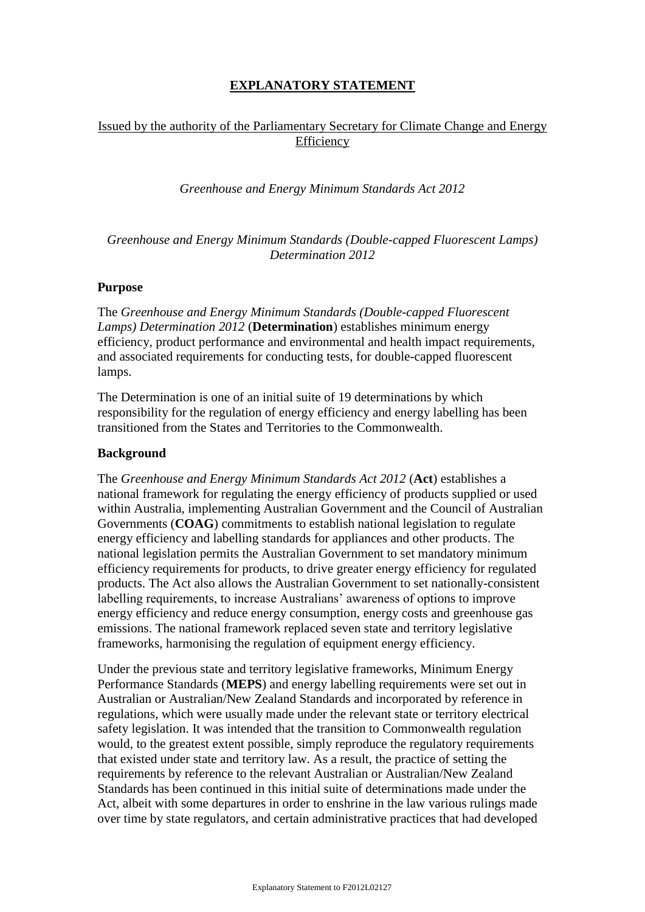# EXPLANATORY STATEMENT

Issued by the authority of the Parliamentary Secretary for Climate Change and Energy Efficiency

*Greenhouse and Energy Minimum Standards Act 2012*

*Greenhouse and Energy Minimum Standards (Double-capped Fluorescent Lamps) Determination 2012*

## Purpose

The *Greenhouse and Energy Minimum Standards (Double-capped Fluorescent Lamps) Determination 2012* (**Determination**) establishes minimum energy efficiency, product performance and environmental and health impact requirements, and associated requirements for conducting tests, for double-capped fluorescent lamps.

The Determination is one of an initial suite of 19 determinations by which responsibility for the regulation of energy efficiency and energy labelling has been transitioned from the States and Territories to the Commonwealth.

## Background

The *Greenhouse and Energy Minimum Standards Act 2012* (**Act**) establishes a national framework for regulating the energy efficiency of products supplied or used within Australia, implementing Australian Government and the Council of Australian Governments (**COAG**) commitments to establish national legislation to regulate energy efficiency and labelling standards for appliances and other products. The national legislation permits the Australian Government to set mandatory minimum efficiency requirements for products, to drive greater energy efficiency for regulated products. The Act also allows the Australian Government to set nationally-consistent labelling requirements, to increase Australians' awareness of options to improve energy efficiency and reduce energy consumption, energy costs and greenhouse gas emissions. The national framework replaced seven state and territory legislative frameworks, harmonising the regulation of equipment energy efficiency.

Under the previous state and territory legislative frameworks, Minimum Energy Performance Standards (**MEPS**) and energy labelling requirements were set out in Australian or Australian/New Zealand Standards and incorporated by reference in regulations, which were usually made under the relevant state or territory electrical safety legislation. It was intended that the transition to Commonwealth regulation would, to the greatest extent possible, simply reproduce the regulatory requirements that existed under state and territory law. As a result, the practice of setting the requirements by reference to the relevant Australian or Australian/New Zealand Standards has been continued in this initial suite of determinations made under the Act, albeit with some departures in order to enshrine in the law various rulings made over time by state regulators, and certain administrative practices that had developed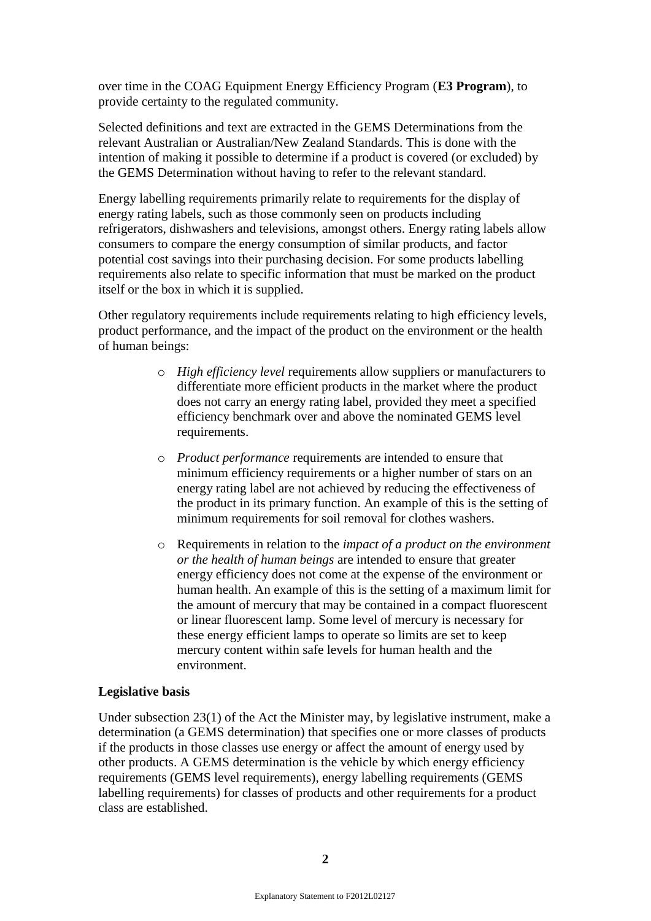over time in the COAG Equipment Energy Efficiency Program (**E3 Program**), to provide certainty to the regulated community.

Selected definitions and text are extracted in the GEMS Determinations from the relevant Australian or Australian/New Zealand Standards. This is done with the intention of making it possible to determine if a product is covered (or excluded) by the GEMS Determination without having to refer to the relevant standard.

Energy labelling requirements primarily relate to requirements for the display of energy rating labels, such as those commonly seen on products including refrigerators, dishwashers and televisions, amongst others. Energy rating labels allow consumers to compare the energy consumption of similar products, and factor potential cost savings into their purchasing decision. For some products labelling requirements also relate to specific information that must be marked on the product itself or the box in which it is supplied.

Other regulatory requirements include requirements relating to high efficiency levels, product performance, and the impact of the product on the environment or the health of human beings:

- *High efficiency level* requirements allow suppliers or manufacturers to differentiate more efficient products in the market where the product does not carry an energy rating label, provided they meet a specified efficiency benchmark over and above the nominated GEMS level requirements.
- *Product performance* requirements are intended to ensure that minimum efficiency requirements or a higher number of stars on an energy rating label are not achieved by reducing the effectiveness of the product in its primary function. An example of this is the setting of minimum requirements for soil removal for clothes washers.
- Requirements in relation to the *impact of a product on the environment or the health of human beings* are intended to ensure that greater energy efficiency does not come at the expense of the environment or human health. An example of this is the setting of a maximum limit for the amount of mercury that may be contained in a compact fluorescent or linear fluorescent lamp. Some level of mercury is necessary for these energy efficient lamps to operate so limits are set to keep mercury content within safe levels for human health and the environment.

**Legislative basis**

Under subsection 23(1) of the Act the Minister may, by legislative instrument, make a determination (a GEMS determination) that specifies one or more classes of products if the products in those classes use energy or affect the amount of energy used by other products. A GEMS determination is the vehicle by which energy efficiency requirements (GEMS level requirements), energy labelling requirements (GEMS labelling requirements) for classes of products and other requirements for a product class are established.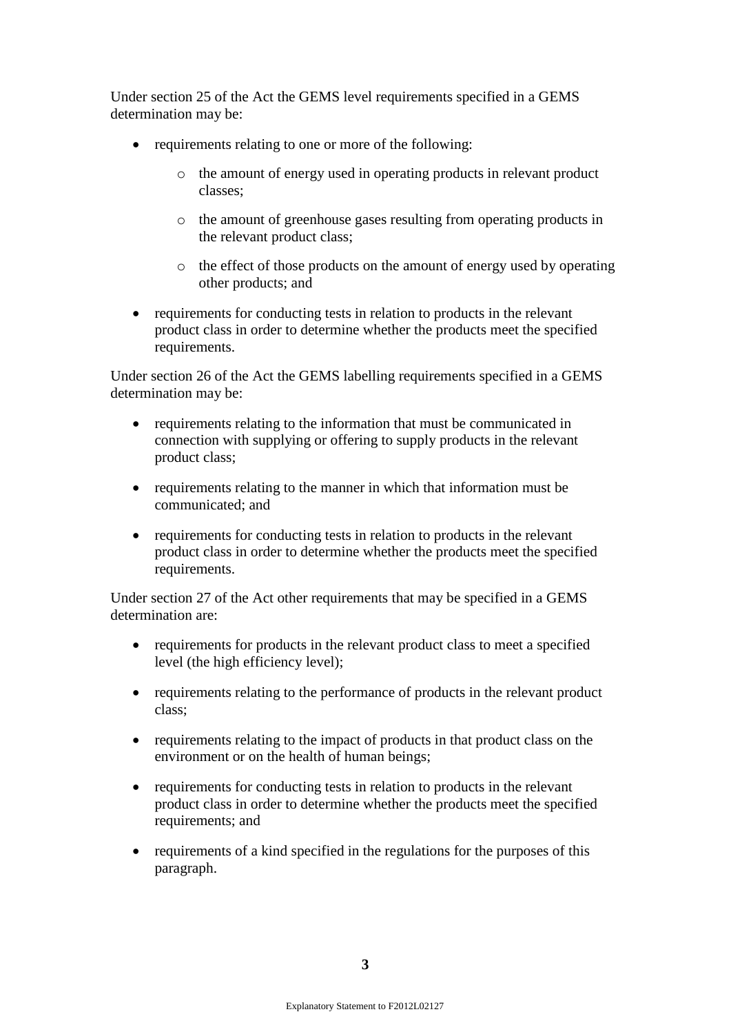Under section 25 of the Act the GEMS level requirements specified in a GEMS determination may be:

- requirements relating to one or more of the following:
    - the amount of energy used in operating products in relevant product classes;
    - the amount of greenhouse gases resulting from operating products in the relevant product class;
    - the effect of those products on the amount of energy used by operating other products; and
- requirements for conducting tests in relation to products in the relevant product class in order to determine whether the products meet the specified requirements.

Under section 26 of the Act the GEMS labelling requirements specified in a GEMS determination may be:

- requirements relating to the information that must be communicated in connection with supplying or offering to supply products in the relevant product class;
- requirements relating to the manner in which that information must be communicated; and
- requirements for conducting tests in relation to products in the relevant product class in order to determine whether the products meet the specified requirements.

Under section 27 of the Act other requirements that may be specified in a GEMS determination are:

- requirements for products in the relevant product class to meet a specified level (the high efficiency level);
- requirements relating to the performance of products in the relevant product class;
- requirements relating to the impact of products in that product class on the environment or on the health of human beings;
- requirements for conducting tests in relation to products in the relevant product class in order to determine whether the products meet the specified requirements; and
- requirements of a kind specified in the regulations for the purposes of this paragraph.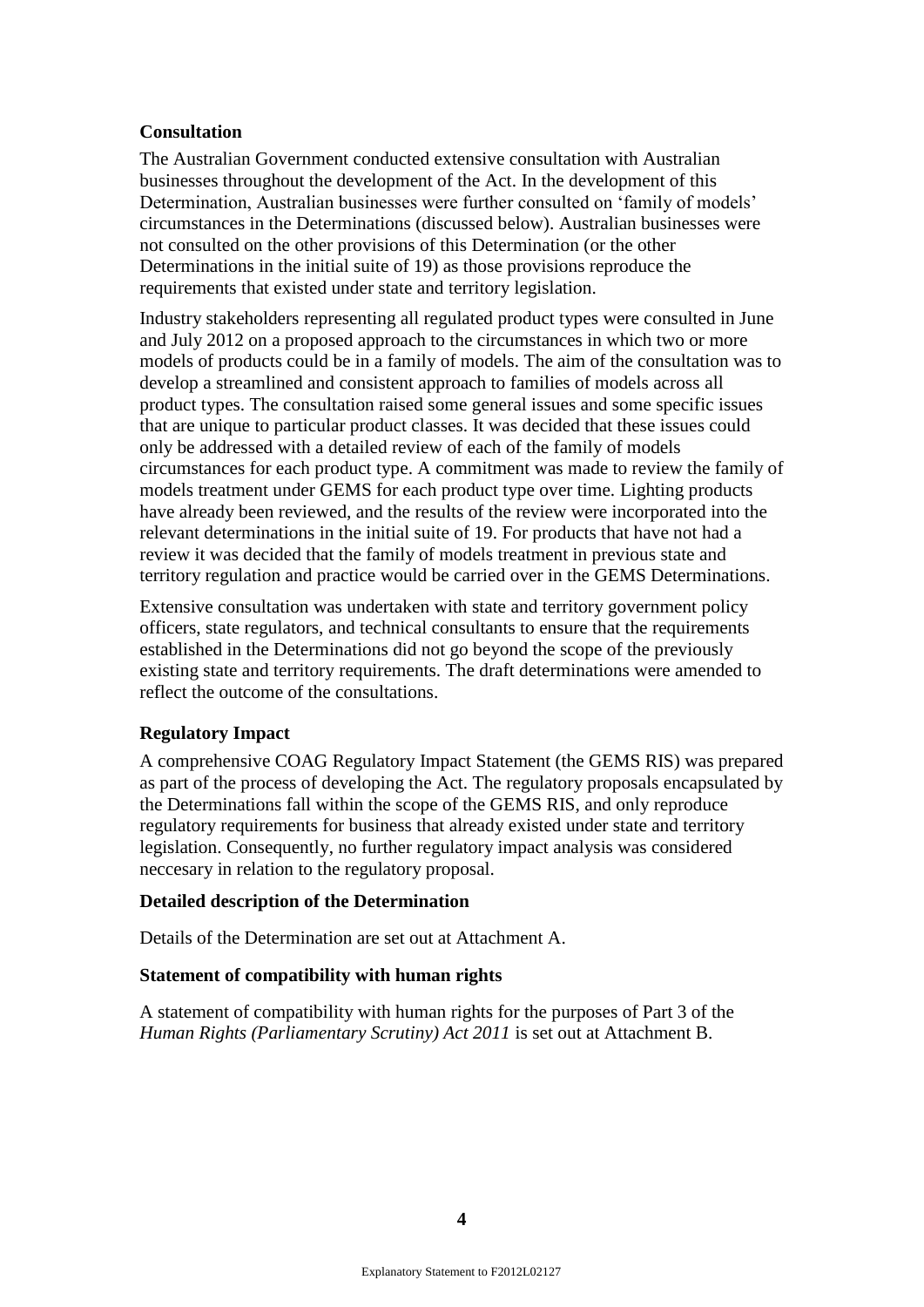**Consultation**

The Australian Government conducted extensive consultation with Australian businesses throughout the development of the Act. In the development of this Determination, Australian businesses were further consulted on 'family of models' circumstances in the Determinations (discussed below). Australian businesses were not consulted on the other provisions of this Determination (or the other Determinations in the initial suite of 19) as those provisions reproduce the requirements that existed under state and territory legislation.

Industry stakeholders representing all regulated product types were consulted in June and July 2012 on a proposed approach to the circumstances in which two or more models of products could be in a family of models. The aim of the consultation was to develop a streamlined and consistent approach to families of models across all product types. The consultation raised some general issues and some specific issues that are unique to particular product classes. It was decided that these issues could only be addressed with a detailed review of each of the family of models circumstances for each product type. A commitment was made to review the family of models treatment under GEMS for each product type over time. Lighting products have already been reviewed, and the results of the review were incorporated into the relevant determinations in the initial suite of 19. For products that have not had a review it was decided that the family of models treatment in previous state and territory regulation and practice would be carried over in the GEMS Determinations.

Extensive consultation was undertaken with state and territory government policy officers, state regulators, and technical consultants to ensure that the requirements established in the Determinations did not go beyond the scope of the previously existing state and territory requirements. The draft determinations were amended to reflect the outcome of the consultations.

**Regulatory Impact**

A comprehensive COAG Regulatory Impact Statement (the GEMS RIS) was prepared as part of the process of developing the Act. The regulatory proposals encapsulated by the Determinations fall within the scope of the GEMS RIS, and only reproduce regulatory requirements for business that already existed under state and territory legislation. Consequently, no further regulatory impact analysis was considered neccesary in relation to the regulatory proposal.

**Detailed description of the Determination**

Details of the Determination are set out at Attachment A.

**Statement of compatibility with human rights**

A statement of compatibility with human rights for the purposes of Part 3 of the *Human Rights (Parliamentary Scrutiny) Act 2011* is set out at Attachment B.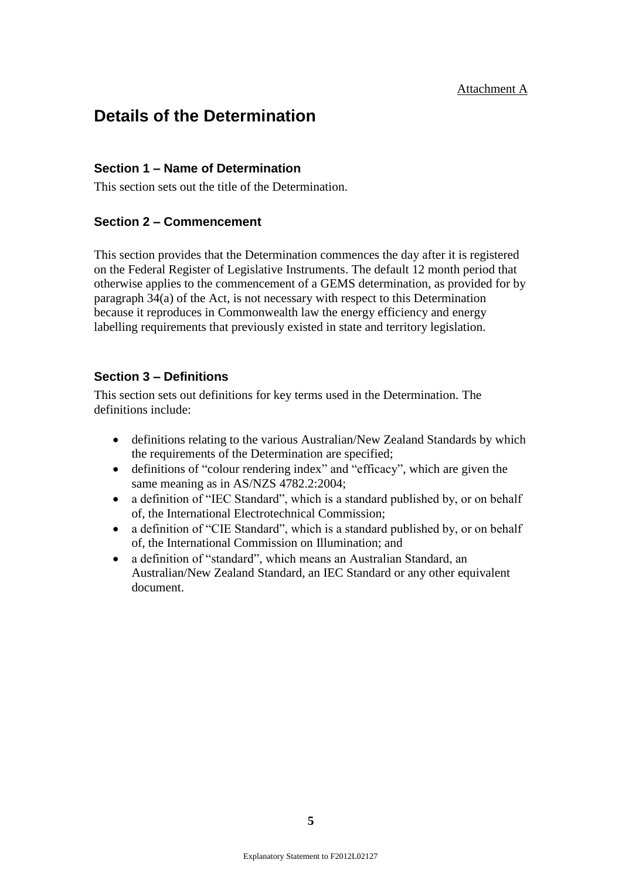Attachment A

# Details of the Determination

### Section 1 – Name of Determination

This section sets out the title of the Determination.

### Section 2 – Commencement

This section provides that the Determination commences the day after it is registered on the Federal Register of Legislative Instruments. The default 12 month period that otherwise applies to the commencement of a GEMS determination, as provided for by paragraph 34(a) of the Act, is not necessary with respect to this Determination because it reproduces in Commonwealth law the energy efficiency and energy labelling requirements that previously existed in state and territory legislation.

### Section 3 – Definitions

This section sets out definitions for key terms used in the Determination. The definitions include:

- definitions relating to the various Australian/New Zealand Standards by which the requirements of the Determination are specified;
- definitions of "colour rendering index" and "efficacy", which are given the same meaning as in AS/NZS 4782.2:2004;
- a definition of "IEC Standard", which is a standard published by, or on behalf of, the International Electrotechnical Commission;
- a definition of "CIE Standard", which is a standard published by, or on behalf of, the International Commission on Illumination; and
- a definition of "standard", which means an Australian Standard, an Australian/New Zealand Standard, an IEC Standard or any other equivalent document.

Explanatory Statement to F2012L02127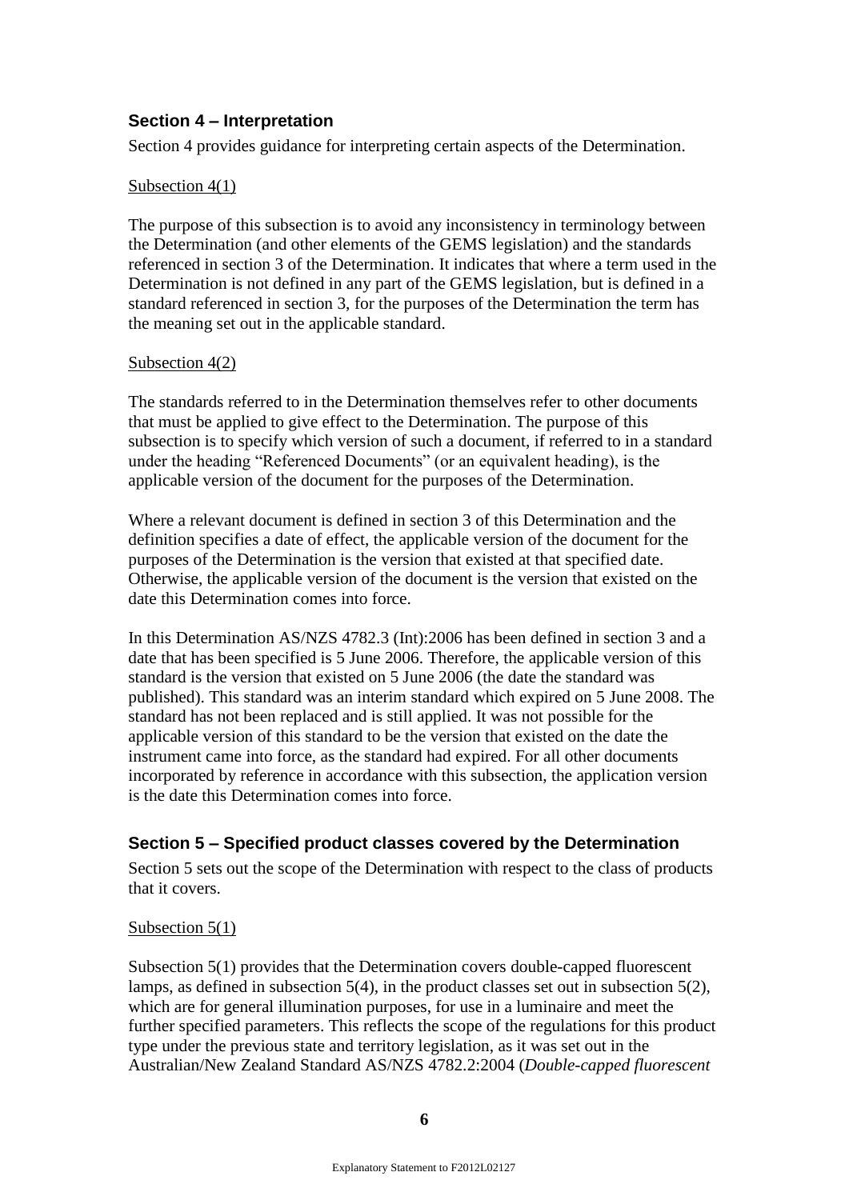## Section 4 – Interpretation

Section 4 provides guidance for interpreting certain aspects of the Determination.

Subsection 4(1)

The purpose of this subsection is to avoid any inconsistency in terminology between the Determination (and other elements of the GEMS legislation) and the standards referenced in section 3 of the Determination. It indicates that where a term used in the Determination is not defined in any part of the GEMS legislation, but is defined in a standard referenced in section 3, for the purposes of the Determination the term has the meaning set out in the applicable standard.

Subsection 4(2)

The standards referred to in the Determination themselves refer to other documents that must be applied to give effect to the Determination. The purpose of this subsection is to specify which version of such a document, if referred to in a standard under the heading "Referenced Documents" (or an equivalent heading), is the applicable version of the document for the purposes of the Determination.

Where a relevant document is defined in section 3 of this Determination and the definition specifies a date of effect, the applicable version of the document for the purposes of the Determination is the version that existed at that specified date. Otherwise, the applicable version of the document is the version that existed on the date this Determination comes into force.

In this Determination AS/NZS 4782.3 (Int):2006 has been defined in section 3 and a date that has been specified is 5 June 2006. Therefore, the applicable version of this standard is the version that existed on 5 June 2006 (the date the standard was published). This standard was an interim standard which expired on 5 June 2008. The standard has not been replaced and is still applied. It was not possible for the applicable version of this standard to be the version that existed on the date the instrument came into force, as the standard had expired. For all other documents incorporated by reference in accordance with this subsection, the application version is the date this Determination comes into force.

## Section 5 – Specified product classes covered by the Determination

Section 5 sets out the scope of the Determination with respect to the class of products that it covers.

Subsection 5(1)

Subsection 5(1) provides that the Determination covers double-capped fluorescent lamps, as defined in subsection 5(4), in the product classes set out in subsection 5(2), which are for general illumination purposes, for use in a luminaire and meet the further specified parameters. This reflects the scope of the regulations for this product type under the previous state and territory legislation, as it was set out in the Australian/New Zealand Standard AS/NZS 4782.2:2004 (*Double-capped fluorescent*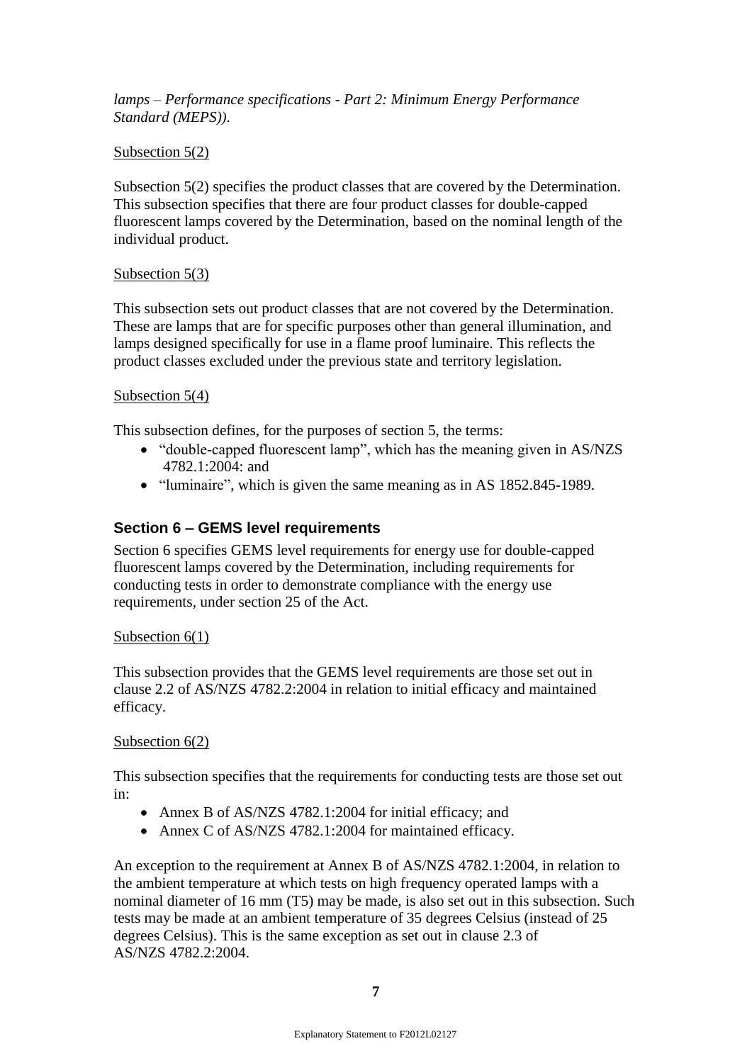*lamps – Performance specifications - Part 2: Minimum Energy Performance Standard (MEPS)).*

Subsection 5(2)

Subsection 5(2) specifies the product classes that are covered by the Determination. This subsection specifies that there are four product classes for double-capped fluorescent lamps covered by the Determination, based on the nominal length of the individual product.

Subsection 5(3)

This subsection sets out product classes that are not covered by the Determination. These are lamps that are for specific purposes other than general illumination, and lamps designed specifically for use in a flame proof luminaire. This reflects the product classes excluded under the previous state and territory legislation.

Subsection 5(4)

This subsection defines, for the purposes of section 5, the terms:

- "double-capped fluorescent lamp", which has the meaning given in AS/NZS 4782.1:2004: and
- "luminaire", which is given the same meaning as in AS 1852.845-1989.

## Section 6 – GEMS level requirements

Section 6 specifies GEMS level requirements for energy use for double-capped fluorescent lamps covered by the Determination, including requirements for conducting tests in order to demonstrate compliance with the energy use requirements, under section 25 of the Act.

Subsection 6(1)

This subsection provides that the GEMS level requirements are those set out in clause 2.2 of AS/NZS 4782.2:2004 in relation to initial efficacy and maintained efficacy.

Subsection 6(2)

This subsection specifies that the requirements for conducting tests are those set out in:

- Annex B of AS/NZS 4782.1:2004 for initial efficacy; and
- Annex C of AS/NZS 4782.1:2004 for maintained efficacy.

An exception to the requirement at Annex B of AS/NZS 4782.1:2004, in relation to the ambient temperature at which tests on high frequency operated lamps with a nominal diameter of 16 mm (T5) may be made, is also set out in this subsection. Such tests may be made at an ambient temperature of 35 degrees Celsius (instead of 25 degrees Celsius). This is the same exception as set out in clause 2.3 of AS/NZS 4782.2:2004.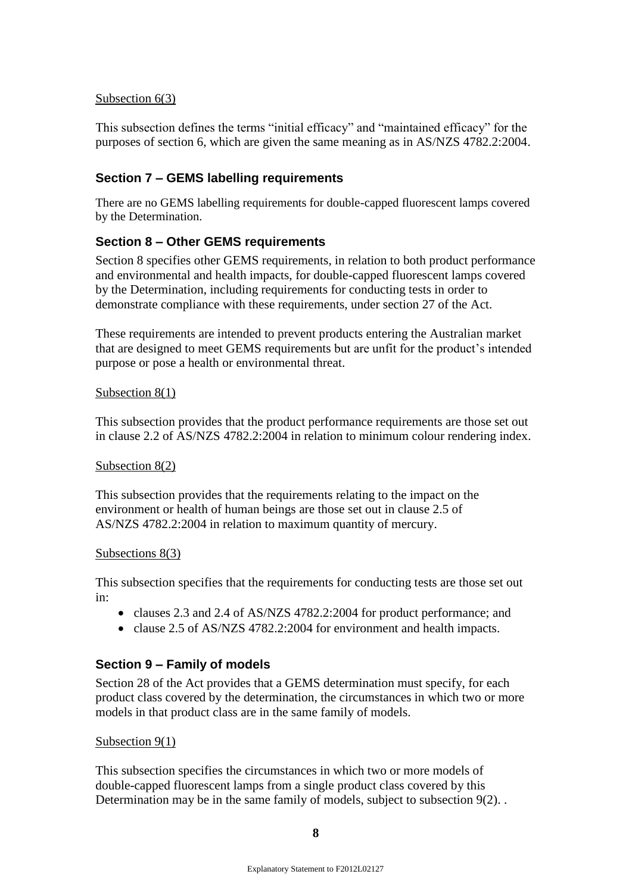Subsection 6(3)

This subsection defines the terms “initial efficacy” and “maintained efficacy” for the purposes of section 6, which are given the same meaning as in AS/NZS 4782.2:2004.

## Section 7 – GEMS labelling requirements

There are no GEMS labelling requirements for double-capped fluorescent lamps covered by the Determination.

## Section 8 – Other GEMS requirements

Section 8 specifies other GEMS requirements, in relation to both product performance and environmental and health impacts, for double-capped fluorescent lamps covered by the Determination, including requirements for conducting tests in order to demonstrate compliance with these requirements, under section 27 of the Act.

These requirements are intended to prevent products entering the Australian market that are designed to meet GEMS requirements but are unfit for the product’s intended purpose or pose a health or environmental threat.

Subsection 8(1)

This subsection provides that the product performance requirements are those set out in clause 2.2 of AS/NZS 4782.2:2004 in relation to minimum colour rendering index.

Subsection 8(2)

This subsection provides that the requirements relating to the impact on the environment or health of human beings are those set out in clause 2.5 of AS/NZS 4782.2:2004 in relation to maximum quantity of mercury.

Subsections 8(3)

This subsection specifies that the requirements for conducting tests are those set out in:

- clauses 2.3 and 2.4 of AS/NZS 4782.2:2004 for product performance; and
- clause 2.5 of AS/NZS 4782.2:2004 for environment and health impacts.

## Section 9 – Family of models

Section 28 of the Act provides that a GEMS determination must specify, for each product class covered by the determination, the circumstances in which two or more models in that product class are in the same family of models.

Subsection 9(1)

This subsection specifies the circumstances in which two or more models of double-capped fluorescent lamps from a single product class covered by this Determination may be in the same family of models, subject to subsection 9(2). .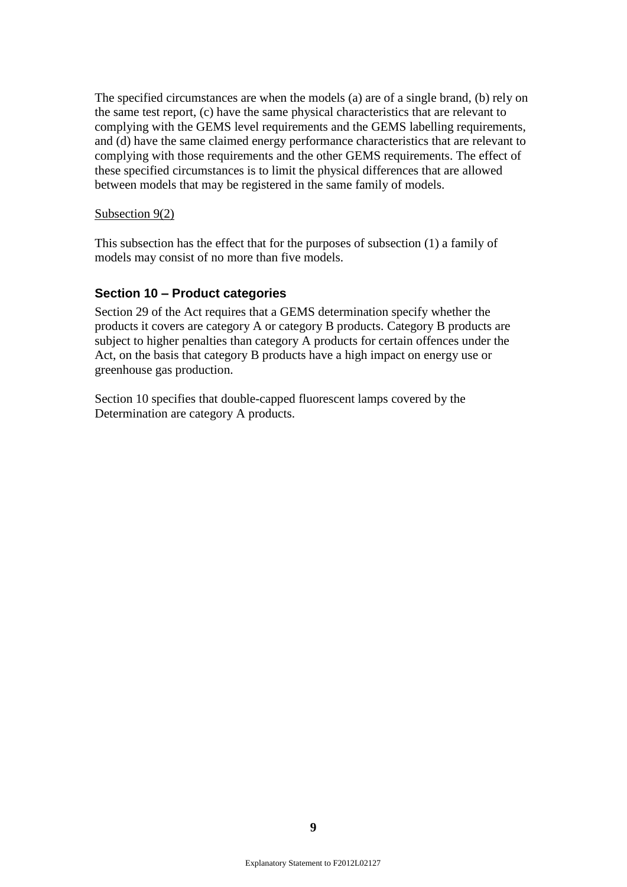The specified circumstances are when the models (a) are of a single brand, (b) rely on the same test report, (c) have the same physical characteristics that are relevant to complying with the GEMS level requirements and the GEMS labelling requirements, and (d) have the same claimed energy performance characteristics that are relevant to complying with those requirements and the other GEMS requirements. The effect of these specified circumstances is to limit the physical differences that are allowed between models that may be registered in the same family of models.

Subsection 9(2)

This subsection has the effect that for the purposes of subsection (1) a family of models may consist of no more than five models.

### Section 10 – Product categories

Section 29 of the Act requires that a GEMS determination specify whether the products it covers are category A or category B products. Category B products are subject to higher penalties than category A products for certain offences under the Act, on the basis that category B products have a high impact on energy use or greenhouse gas production.

Section 10 specifies that double-capped fluorescent lamps covered by the Determination are category A products.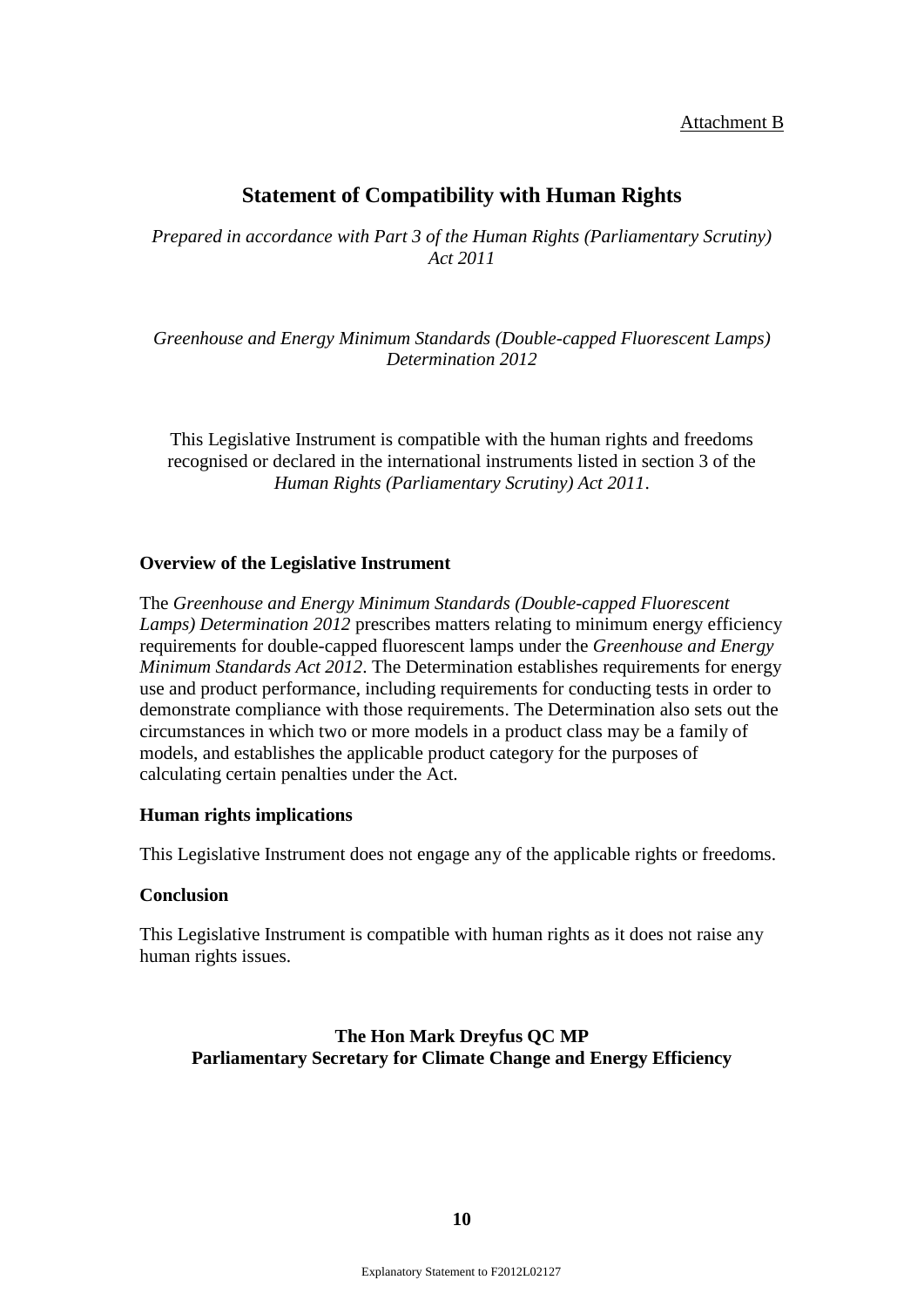Attachment B

# Statement of Compatibility with Human Rights

*Prepared in accordance with Part 3 of the Human Rights (Parliamentary Scrutiny) Act 2011*

*Greenhouse and Energy Minimum Standards (Double-capped Fluorescent Lamps) Determination 2012*

This Legislative Instrument is compatible with the human rights and freedoms recognised or declared in the international instruments listed in section 3 of the *Human Rights (Parliamentary Scrutiny) Act 2011*.

**Overview of the Legislative Instrument**

The *Greenhouse and Energy Minimum Standards (Double-capped Fluorescent Lamps) Determination 2012* prescribes matters relating to minimum energy efficiency requirements for double-capped fluorescent lamps under the *Greenhouse and Energy Minimum Standards Act 2012*. The Determination establishes requirements for energy use and product performance, including requirements for conducting tests in order to demonstrate compliance with those requirements. The Determination also sets out the circumstances in which two or more models in a product class may be a family of models, and establishes the applicable product category for the purposes of calculating certain penalties under the Act.

**Human rights implications**

This Legislative Instrument does not engage any of the applicable rights or freedoms.

**Conclusion**

This Legislative Instrument is compatible with human rights as it does not raise any human rights issues.

**The Hon Mark Dreyfus QC MP**
**Parliamentary Secretary for Climate Change and Energy Efficiency**